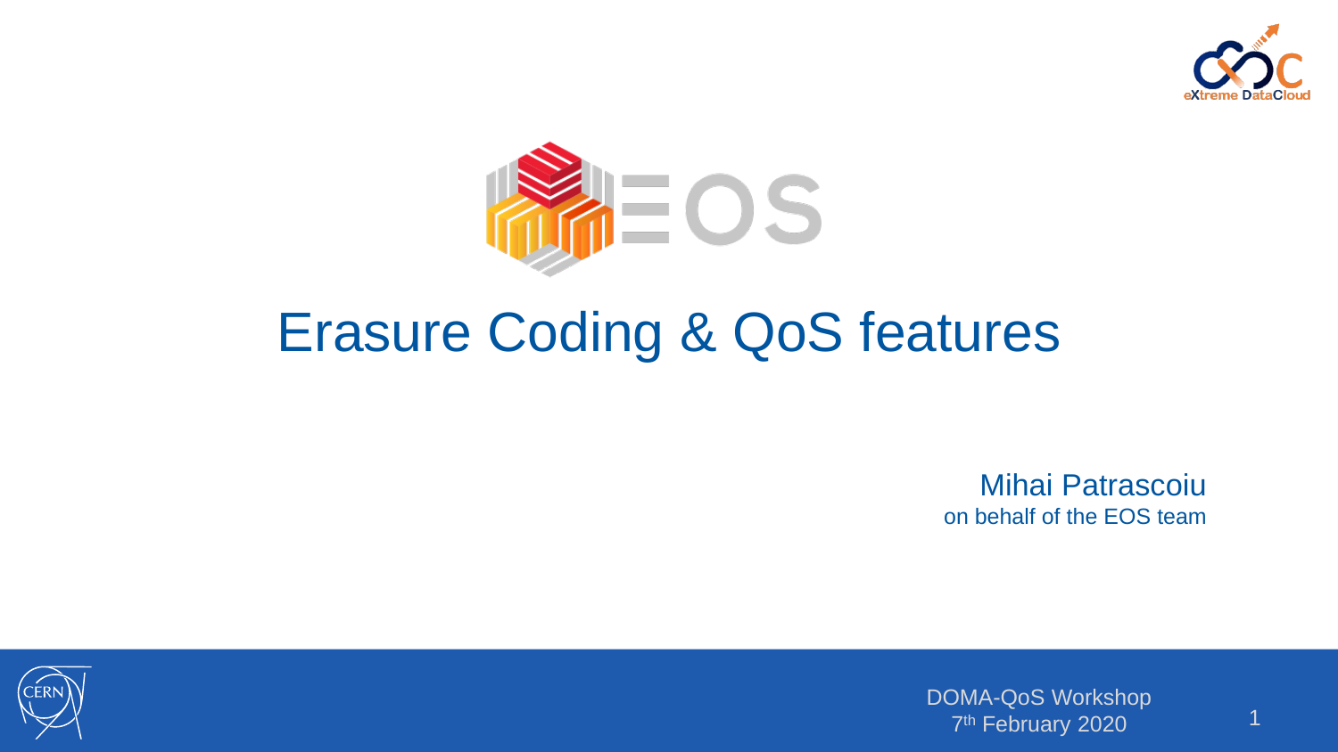# Erasure Coding & QoS features

Mihai Patrascoiu
on behalf of the EOS team

DOMA-QoS Workshop
7th February 2020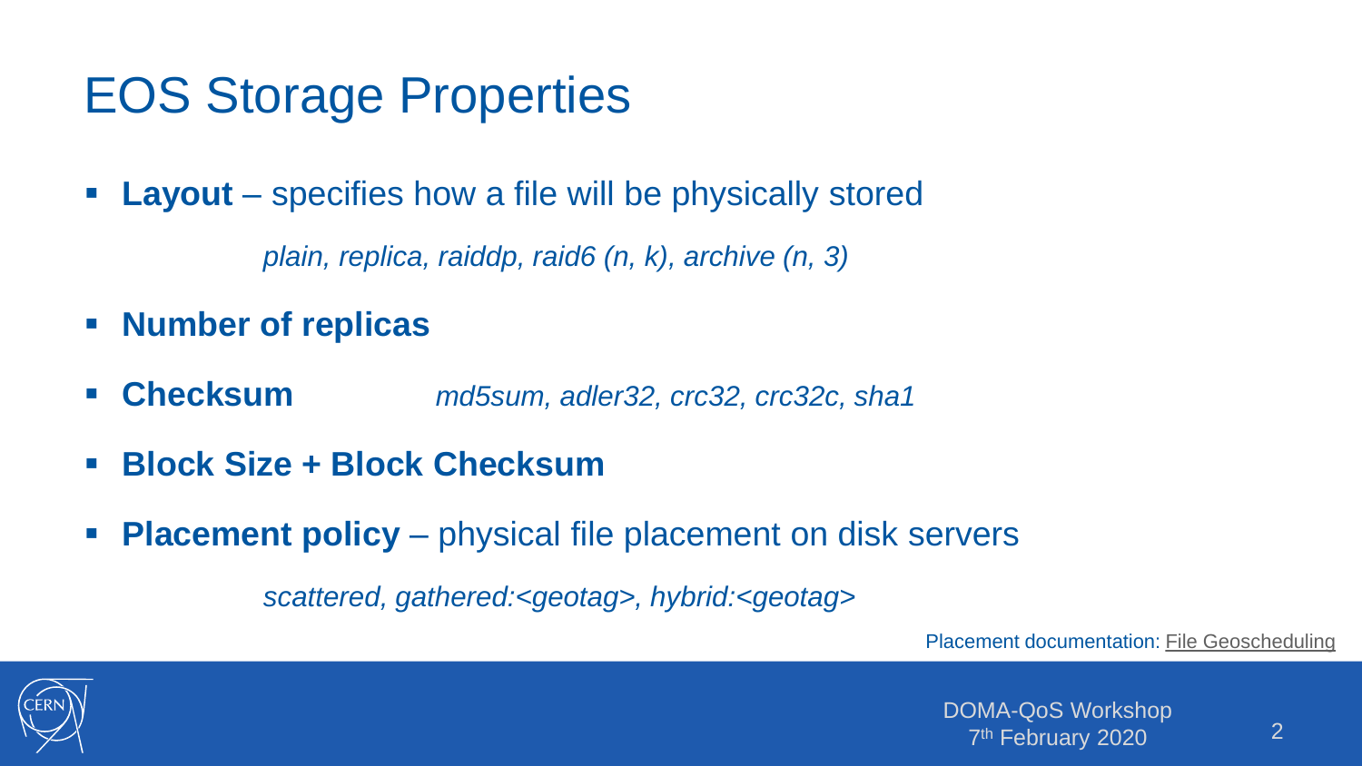# EOS Storage Properties

- **Layout** – specifies how a file will be physically stored

  *plain, replica, raiddp, raid6 (n, k), archive (n, 3)*

- **Number of replicas**
- **Checksum** *md5sum, adler32, crc32, crc32c, sha1*
- **Block Size + Block Checksum**
- **Placement policy** – physical file placement on disk servers

  *scattered, gathered:<geotag>, hybrid:<geotag>*

Placement documentation: File Geoscheduling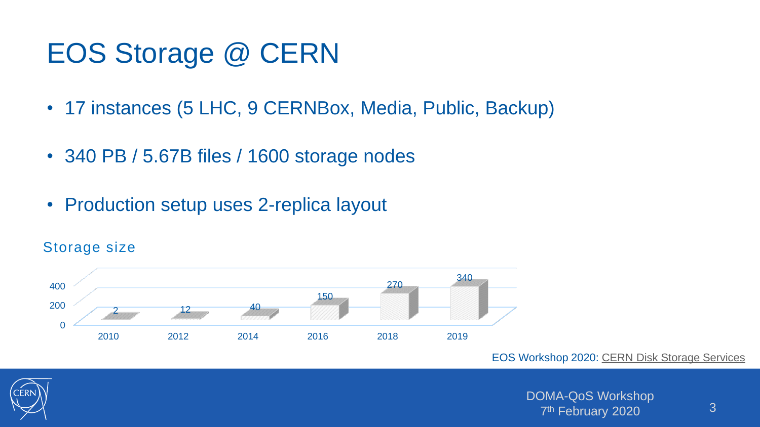# EOS Storage @ CERN

- 17 instances (5 LHC, 9 CERNBox, Media, Public, Backup)
- 340 PB / 5.67B files / 1600 storage nodes
- Production setup uses 2-replica layout

Storage size

| Year | 2010 | 2012 | 2014 | 2016 | 2018 | 2019 |
|---|---|---|---|---|---|---|
| Storage size | 2 | 12 | 40 | 150 | 270 | 340 |

EOS Workshop 2020: CERN Disk Storage Services

DOMA-QoS Workshop
7th February 2020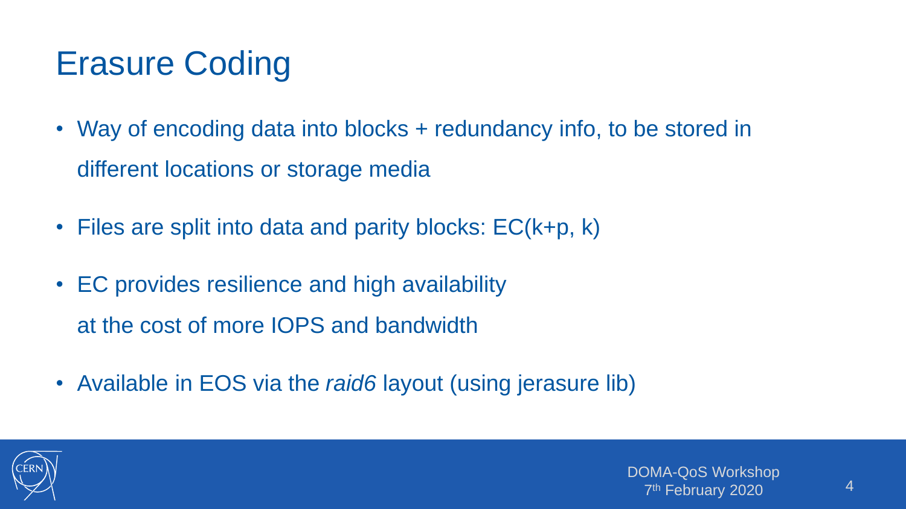# Erasure Coding

- Way of encoding data into blocks + redundancy info, to be stored in different locations or storage media
- Files are split into data and parity blocks: EC(k+p, k)
- EC provides resilience and high availability at the cost of more IOPS and bandwidth
- Available in EOS via the *raid6* layout (using jerasure lib)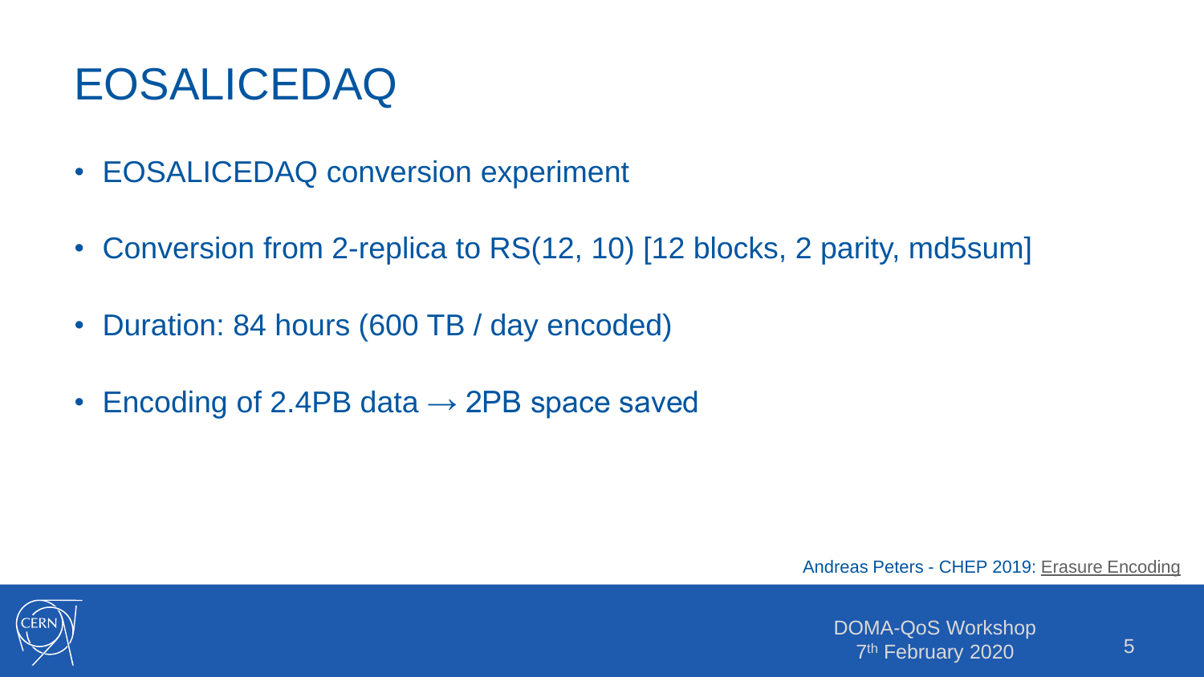# EOSALICEDAQ

- EOSALICEDAQ conversion experiment
- Conversion from 2-replica to RS(12, 10) [12 blocks, 2 parity, md5sum]
- Duration: 84 hours (600 TB / day encoded)
- Encoding of 2.4PB data → 2PB space saved

Andreas Peters - CHEP 2019: Erasure Encoding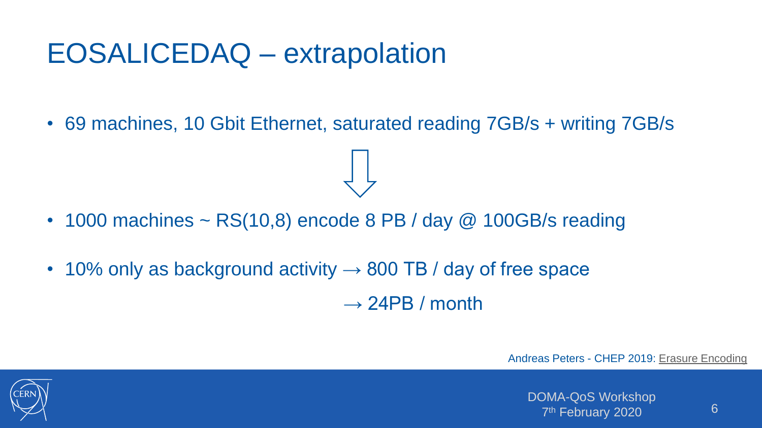# EOSALICEDAQ – extrapolation

- 69 machines, 10 Gbit Ethernet, saturated reading 7GB/s + writing 7GB/s

⇩

- 1000 machines ~ RS(10,8) encode 8 PB / day @ 100GB/s reading
- 10% only as background activity → 800 TB / day of free space

  → 24PB / month

Andreas Peters - CHEP 2019: Erasure Encoding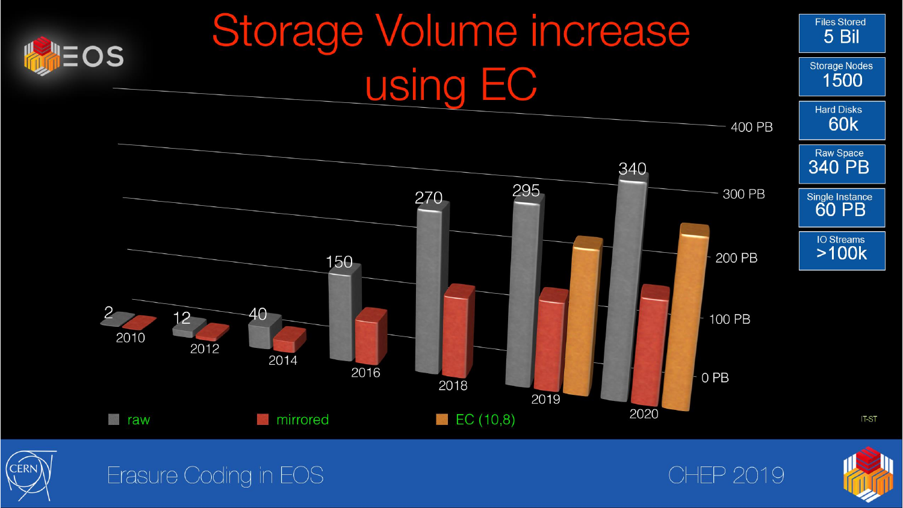# Storage Volume increase using EC

| Files Stored | Storage Nodes | Hard Disks | Raw Space | Single Instance | IO Streams |
| --- | --- | --- | --- | --- | --- |
| 5 Bil | 1500 | 60k | 340 PB | 60 PB | >100k |

| Year | raw (PB) |
| --- | --- |
| 2010 | 2 |
| 2012 | 12 |
| 2014 | 40 |
| 2016 | 150 |
| 2018 | 270 |
| 2019 | 295 |
| 2020 | 340 |

Legend: raw, mirrored, EC (10,8)

Axis: 0 PB, 100 PB, 200 PB, 300 PB, 400 PB

IT-ST

Erasure Coding in EOS

CHEP 2019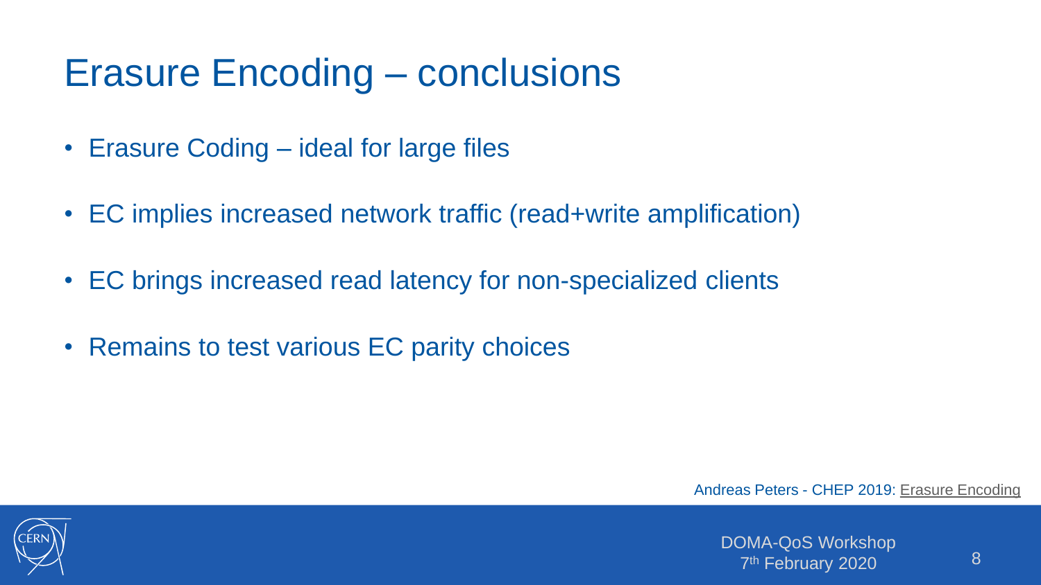# Erasure Encoding – conclusions

- Erasure Coding – ideal for large files
- EC implies increased network traffic (read+write amplification)
- EC brings increased read latency for non-specialized clients
- Remains to test various EC parity choices

Andreas Peters - CHEP 2019: Erasure Encoding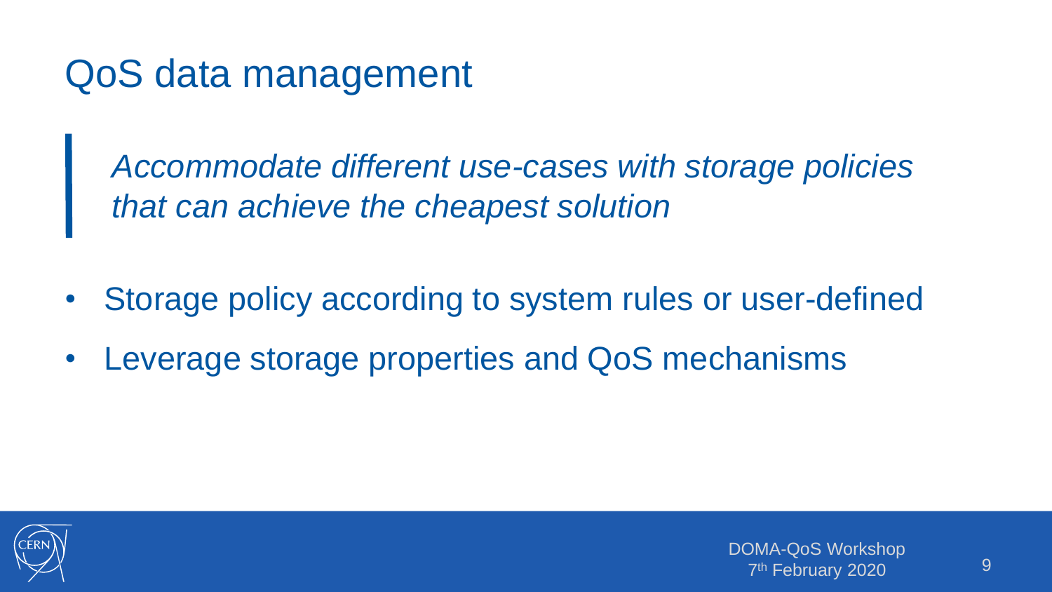# QoS data management

> *Accommodate different use-cases with storage policies that can achieve the cheapest solution*

- Storage policy according to system rules or user-defined
- Leverage storage properties and QoS mechanisms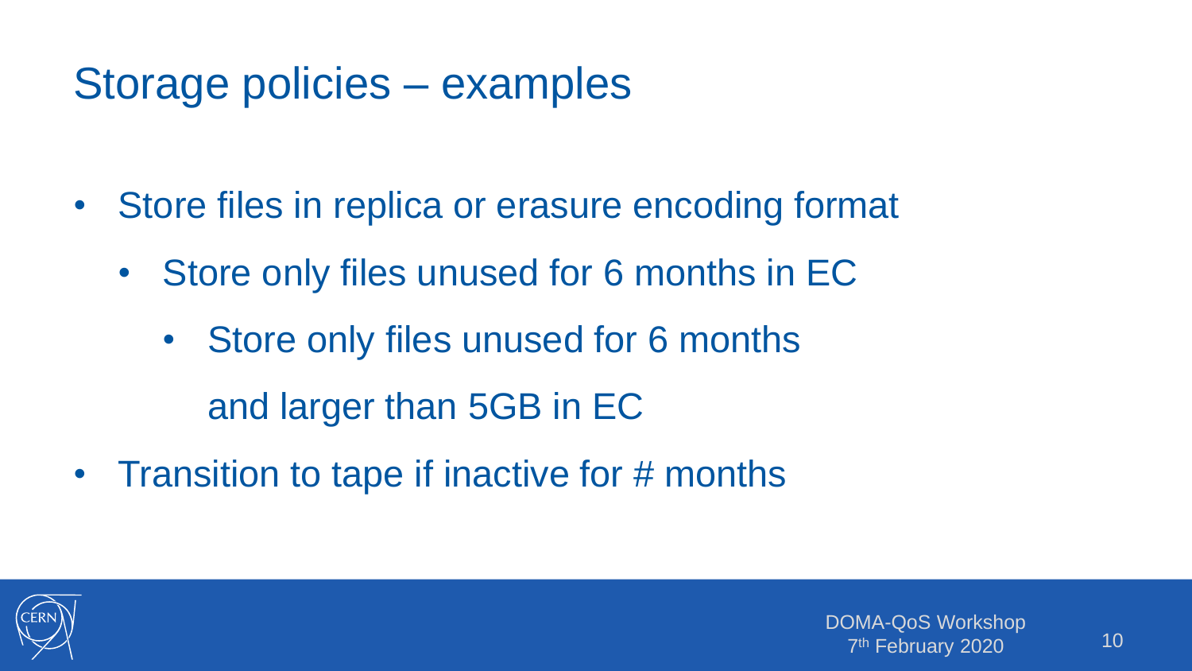# Storage policies – examples

- Store files in replica or erasure encoding format
  - Store only files unused for 6 months in EC
    - Store only files unused for 6 months
      and larger than 5GB in EC
- Transition to tape if inactive for # months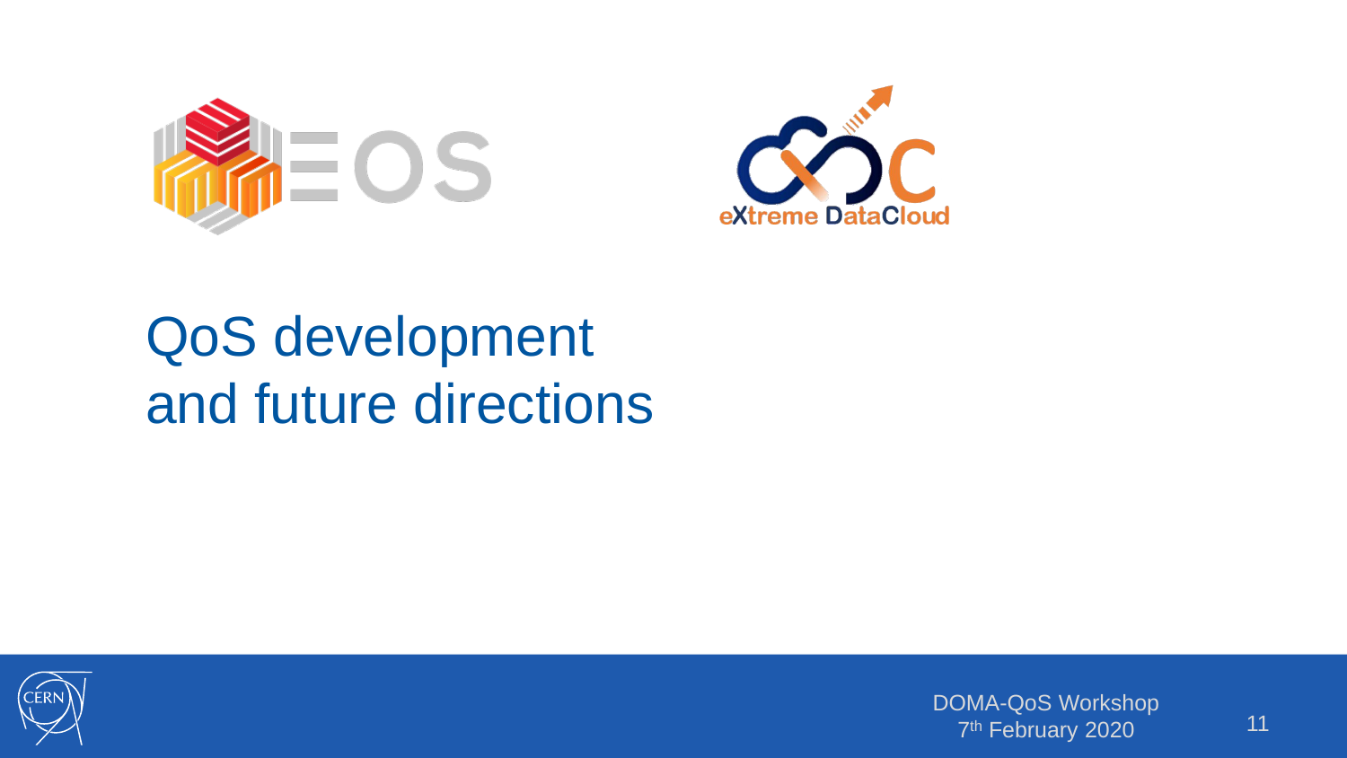# QoS development and future directions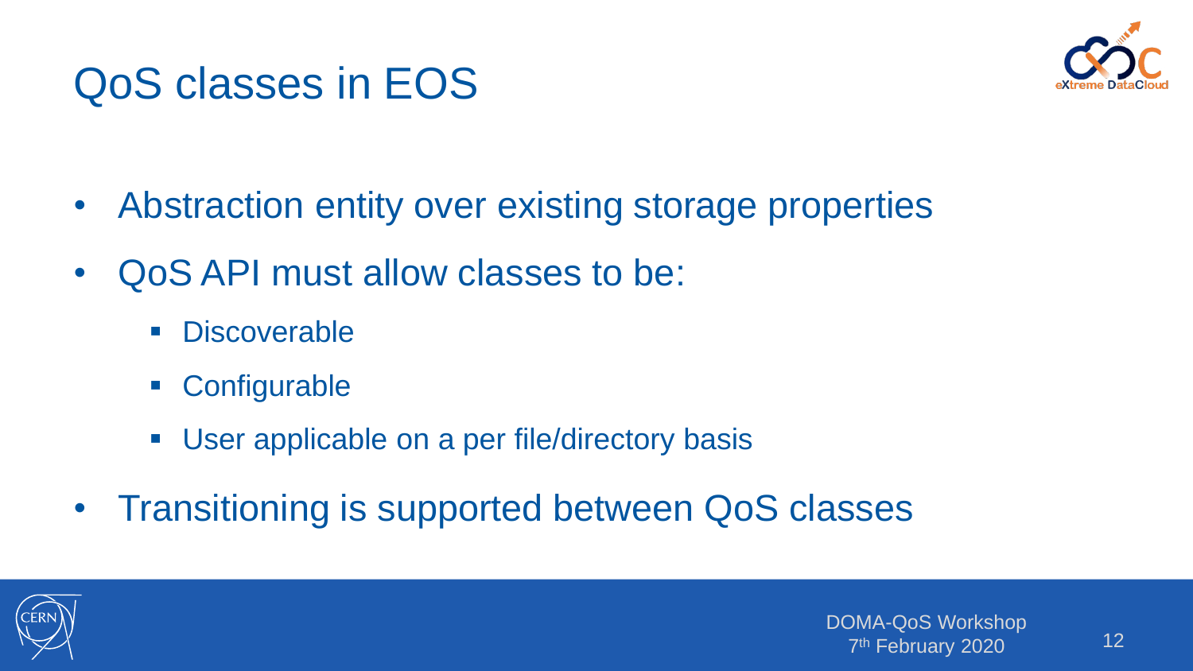# QoS classes in EOS

- Abstraction entity over existing storage properties
- QoS API must allow classes to be:
  - Discoverable
  - Configurable
  - User applicable on a per file/directory basis
- Transitioning is supported between QoS classes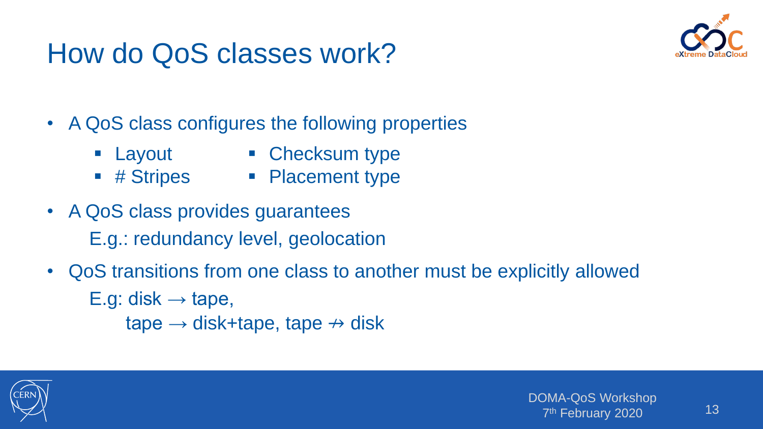# How do QoS classes work?

- A QoS class configures the following properties
  - Layout
  - # Stripes
  - Checksum type
  - Placement type
- A QoS class provides guarantees

  E.g.: redundancy level, geolocation
- QoS transitions from one class to another must be explicitly allowed

  E.g: disk → tape,

  tape → disk+tape, tape ↛ disk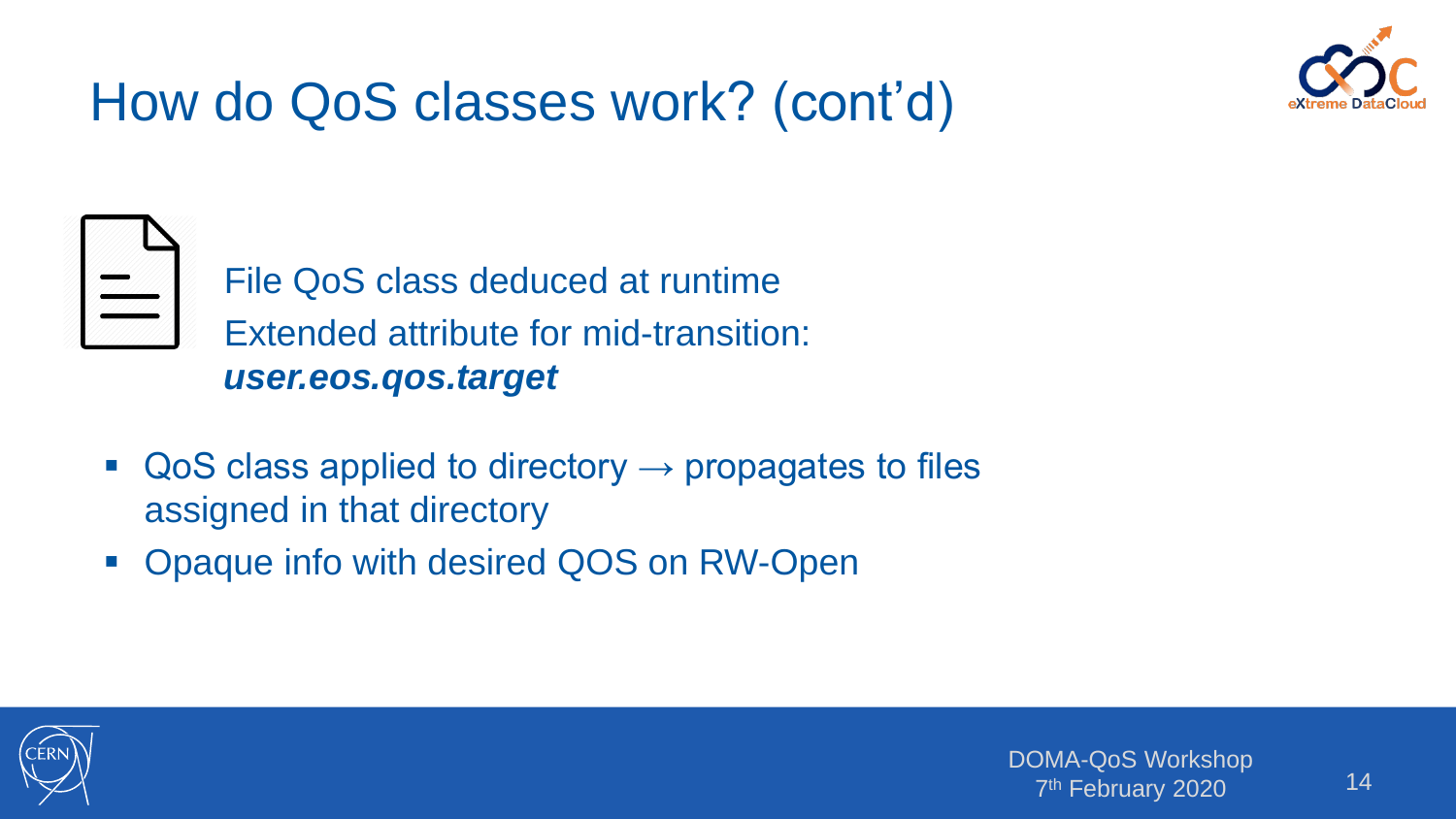# How do QoS classes work? (cont'd)

File QoS class deduced at runtime
Extended attribute for mid-transition:
***user.eos.qos.target***

- QoS class applied to directory → propagates to files assigned in that directory
- Opaque info with desired QOS on RW-Open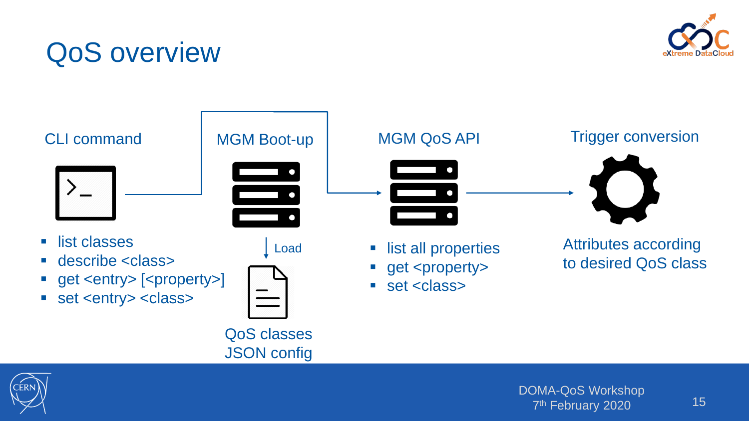# QoS overview

**CLI command**

- list classes
- describe <class>
- get <entry> [<property>]
- set <entry> <class>

**MGM Boot-up**

Load

QoS classes JSON config

**MGM QoS API**

- list all properties
- get <property>
- set <class>

**Trigger conversion**

Attributes according to desired QoS class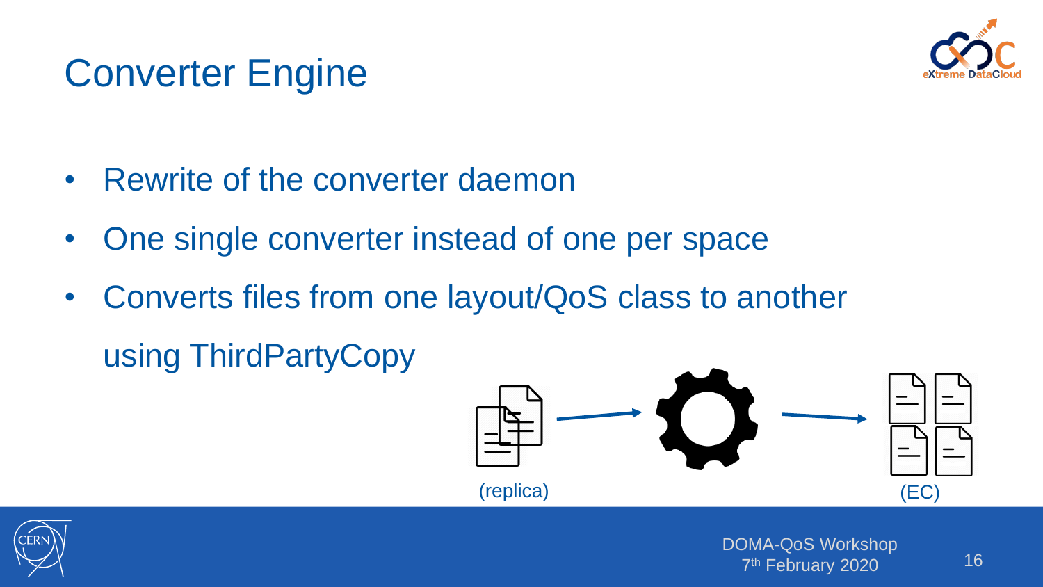# Converter Engine

- Rewrite of the converter daemon
- One single converter instead of one per space
- Converts files from one layout/QoS class to another using ThirdPartyCopy

(replica) (EC)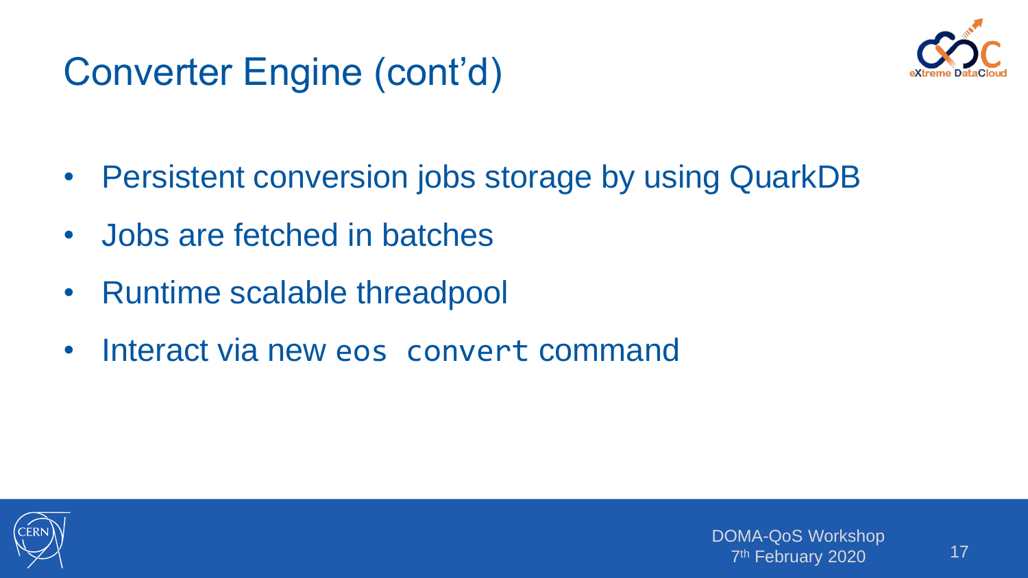# Converter Engine (cont'd)

- Persistent conversion jobs storage by using QuarkDB
- Jobs are fetched in batches
- Runtime scalable threadpool
- Interact via new `eos convert` command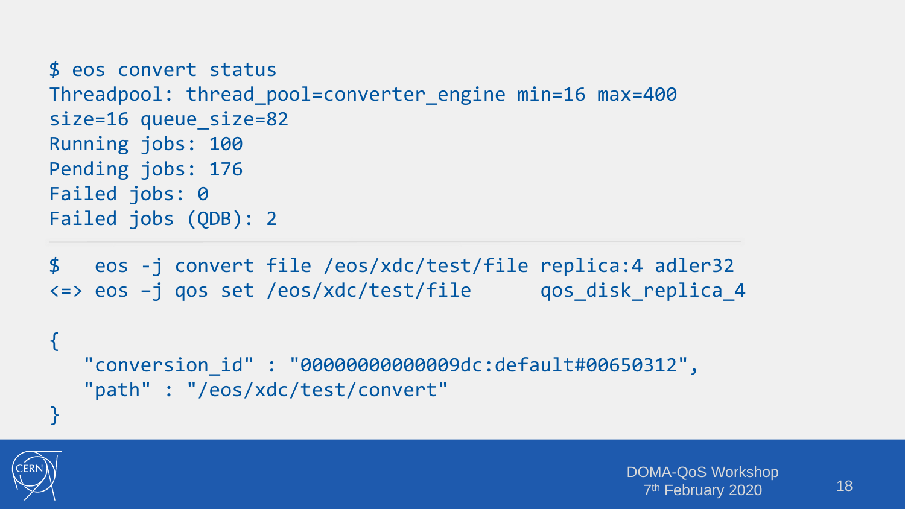```
$ eos convert status
Threadpool: thread_pool=converter_engine min=16 max=400
size=16 queue_size=82
Running jobs: 100
Pending jobs: 176
Failed jobs: 0
Failed jobs (QDB): 2
```

---

```
$   eos -j convert file /eos/xdc/test/file replica:4 adler32
<=> eos -j qos set /eos/xdc/test/file      qos_disk_replica_4

{
   "conversion_id" : "00000000000009dc:default#00650312",
   "path" : "/eos/xdc/test/convert"
}
```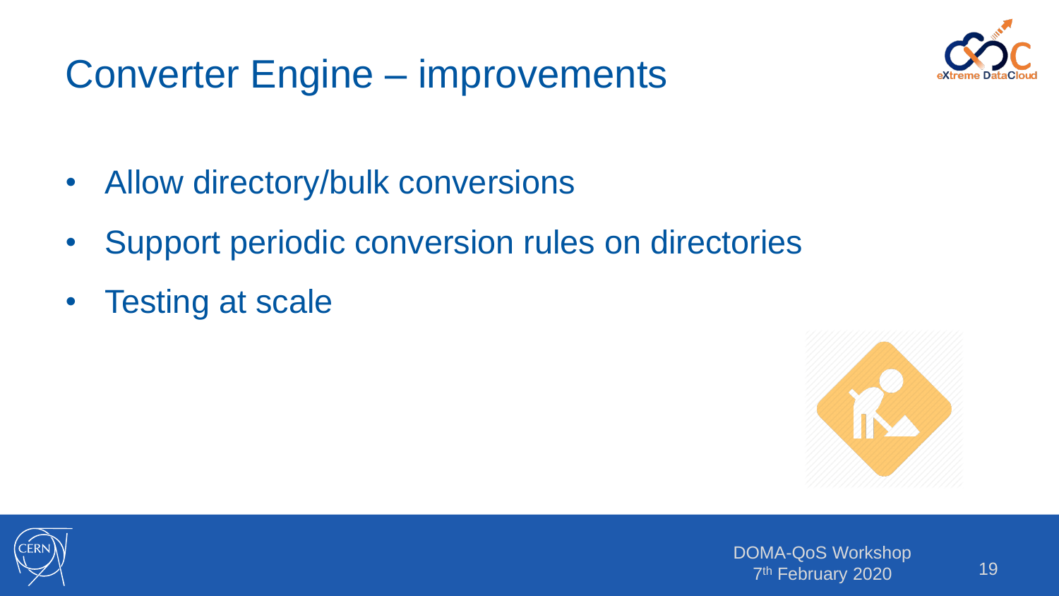# Converter Engine – improvements

- Allow directory/bulk conversions
- Support periodic conversion rules on directories
- Testing at scale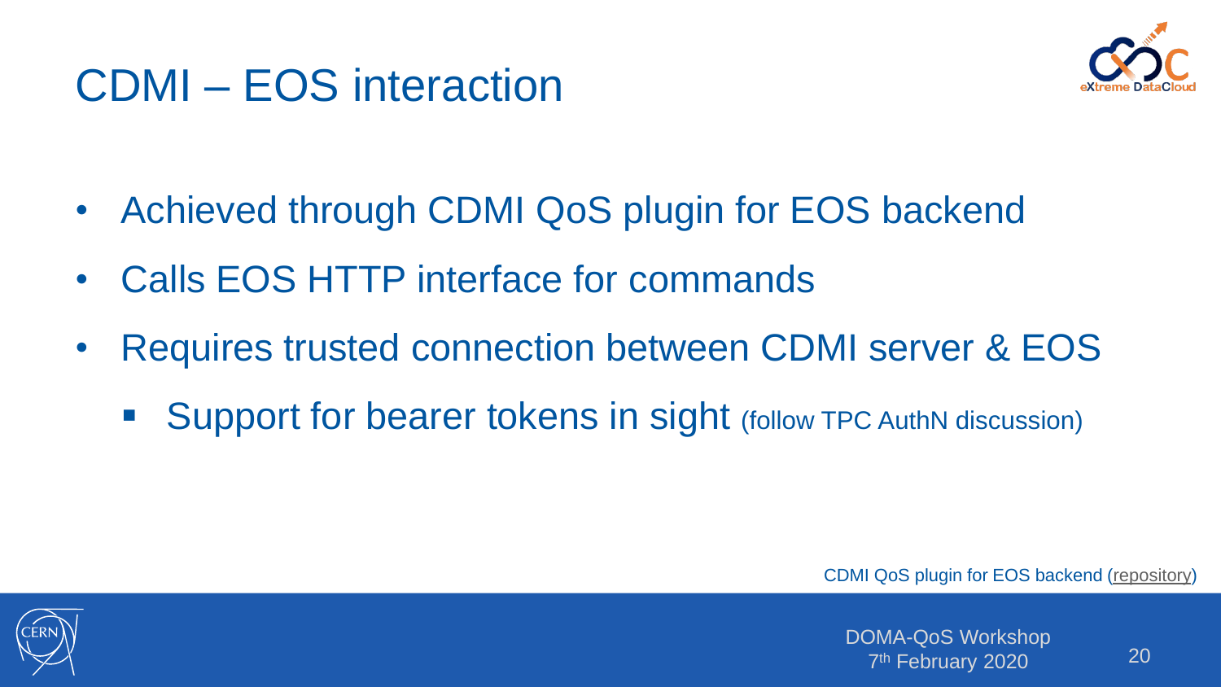# CDMI – EOS interaction

- Achieved through CDMI QoS plugin for EOS backend
- Calls EOS HTTP interface for commands
- Requires trusted connection between CDMI server & EOS
  - Support for bearer tokens in sight (follow TPC AuthN discussion)

CDMI QoS plugin for EOS backend (repository)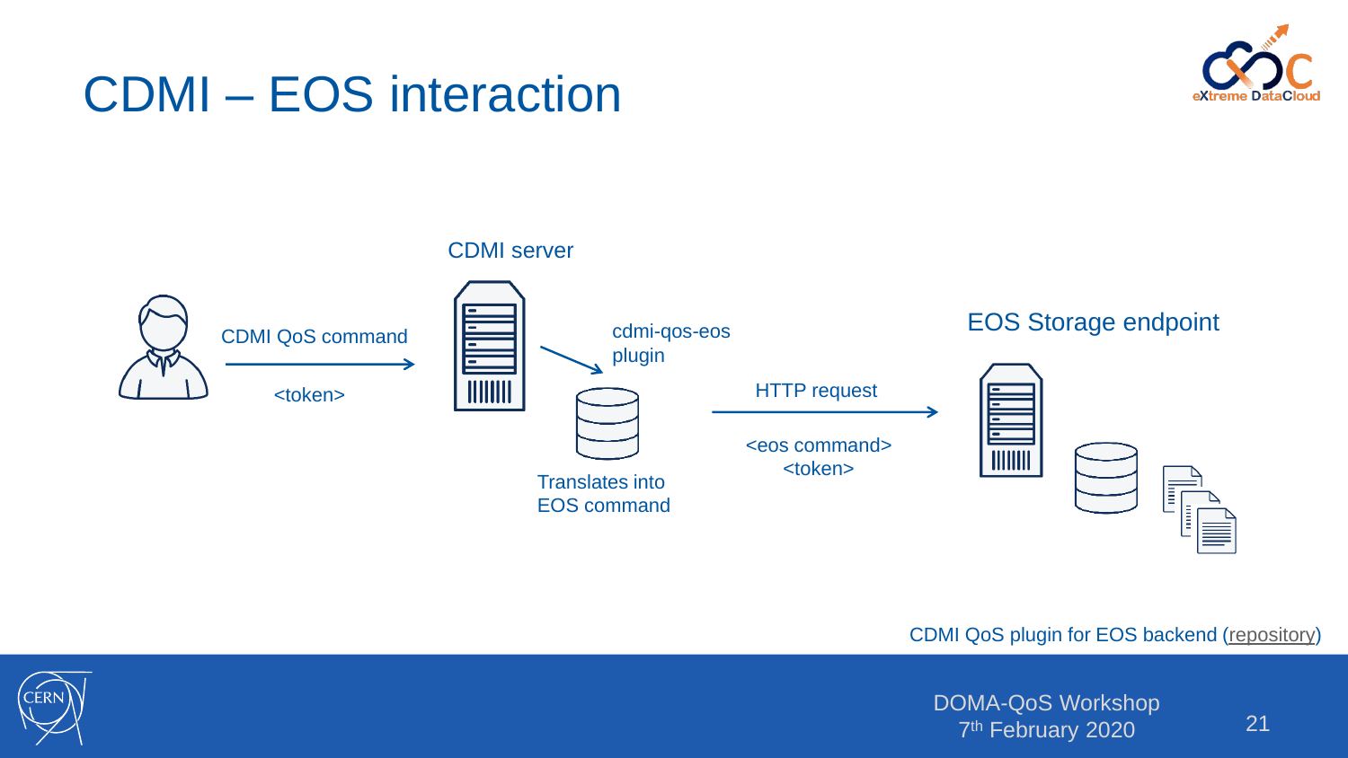# CDMI – EOS interaction

CDMI server

CDMI QoS command

<token>

cdmi-qos-eos plugin

Translates into EOS command

HTTP request

<eos command>
<token>

EOS Storage endpoint

CDMI QoS plugin for EOS backend (repository)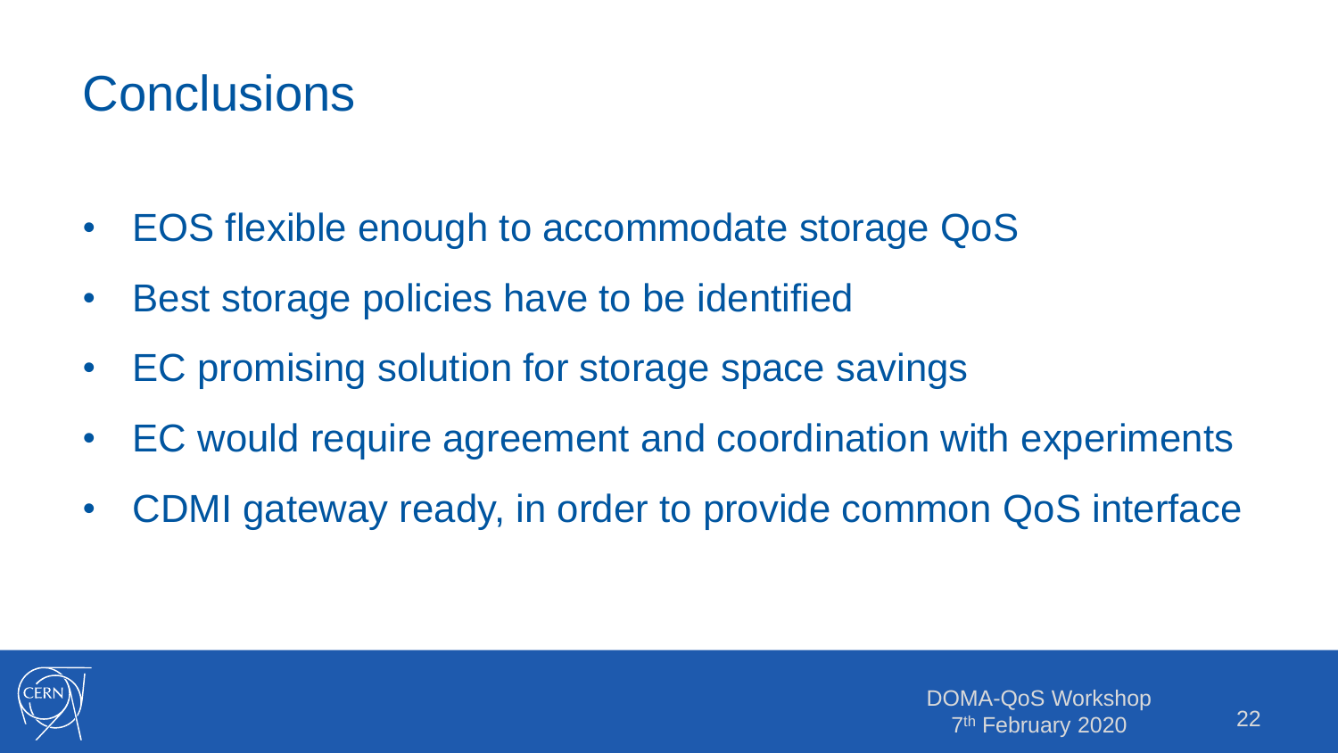# Conclusions

- EOS flexible enough to accommodate storage QoS
- Best storage policies have to be identified
- EC promising solution for storage space savings
- EC would require agreement and coordination with experiments
- CDMI gateway ready, in order to provide common QoS interface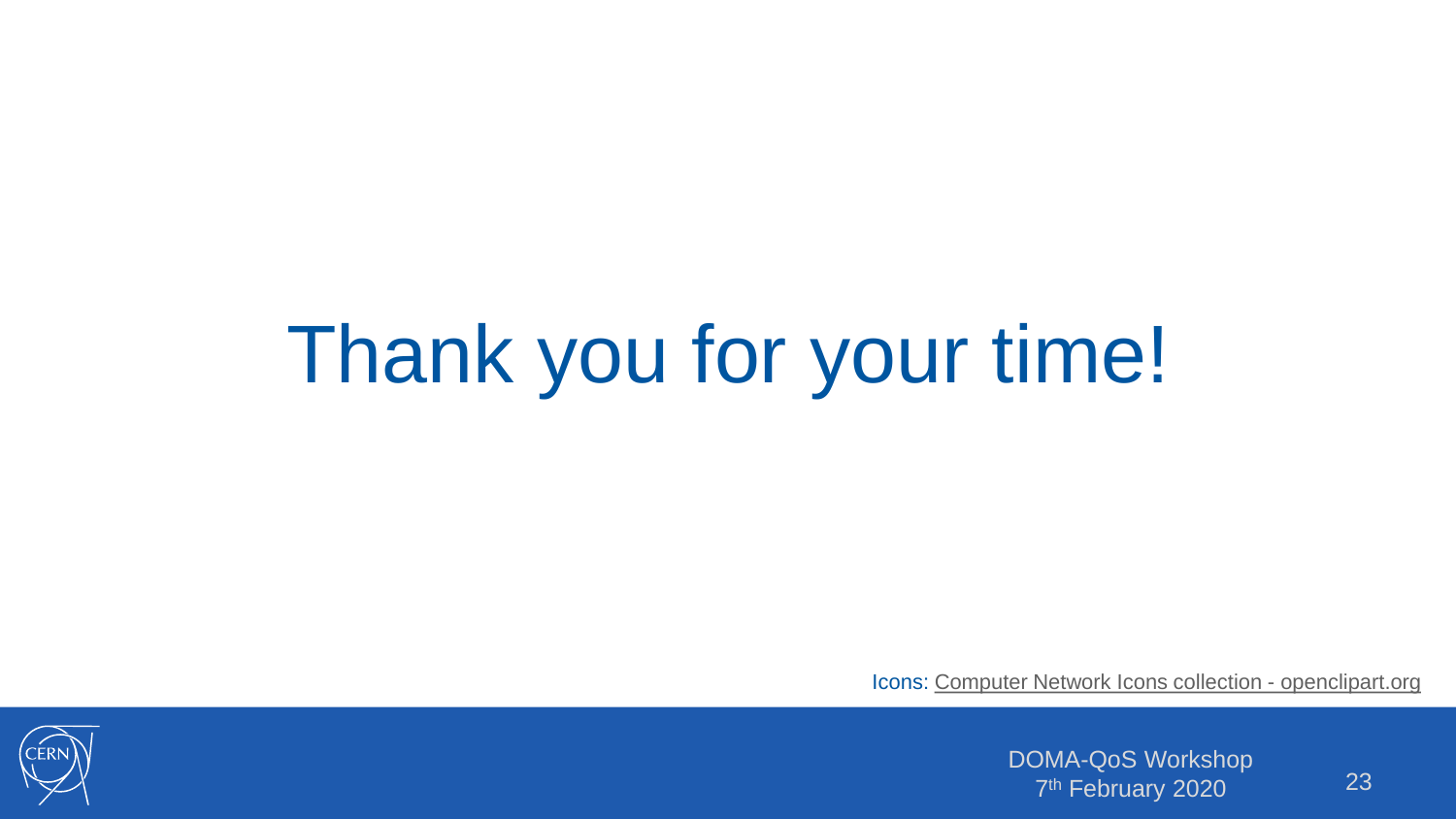# Thank you for your time!

Icons: Computer Network Icons collection - openclipart.org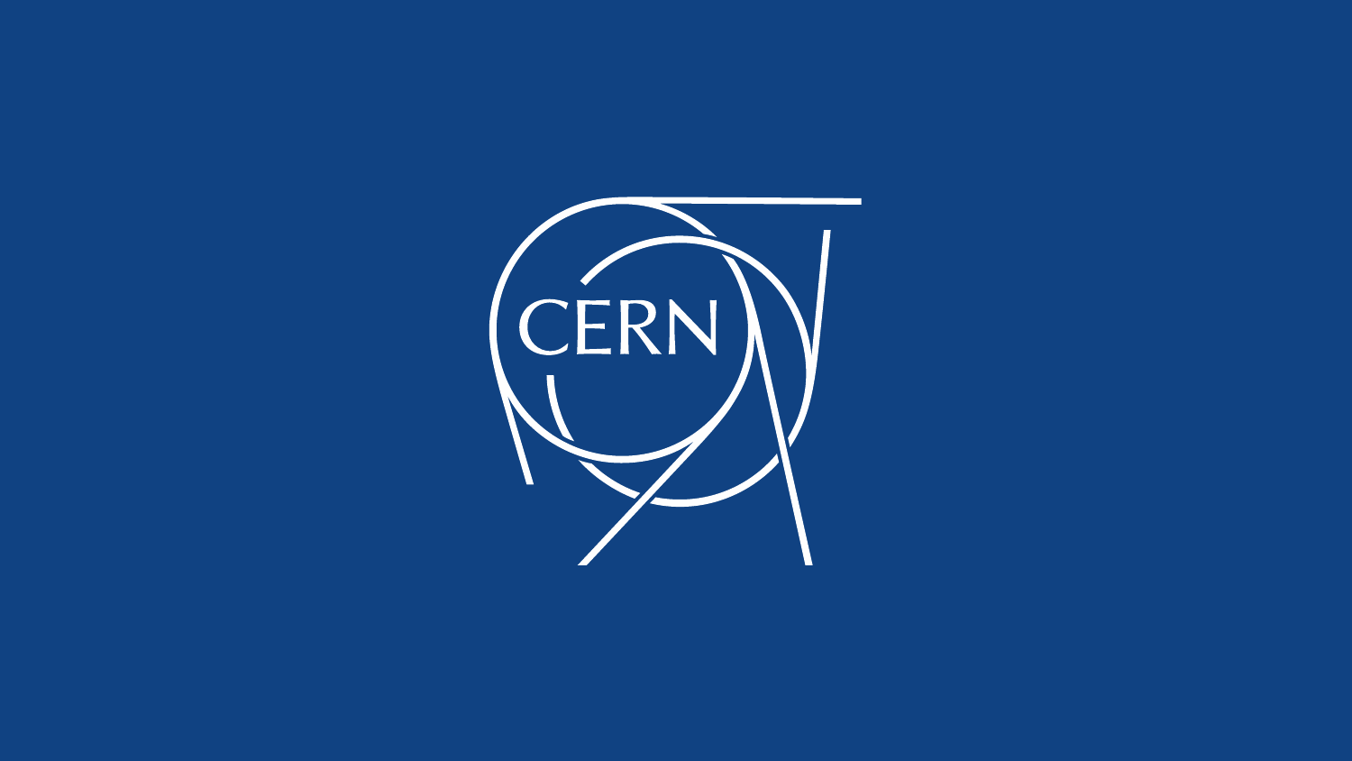CERN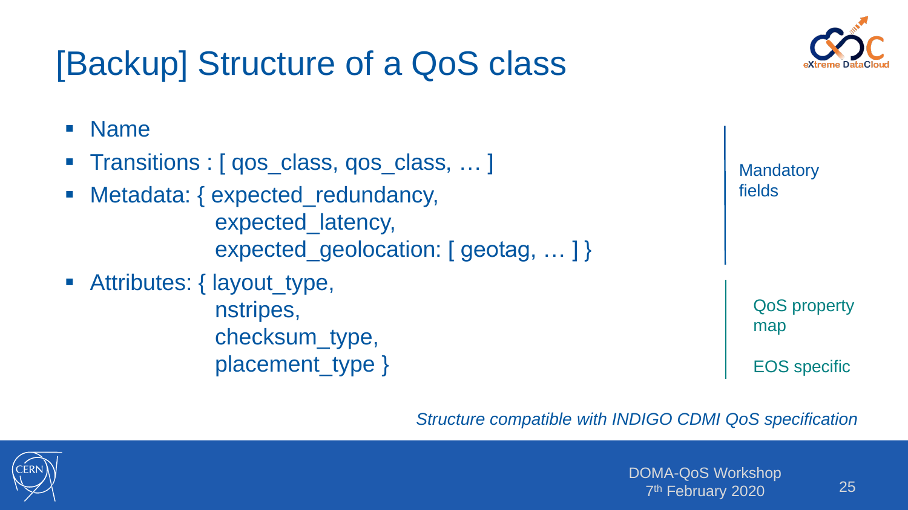# [Backup] Structure of a QoS class

- Name
- Transitions : [ qos_class, qos_class, … ]
- Metadata: { expected_redundancy,
  expected_latency,
  expected_geolocation: [ geotag, … ] }
- Attributes: { layout_type,
  nstripes,
  checksum_type,
  placement_type }

Mandatory fields

QoS property map

EOS specific

*Structure compatible with INDIGO CDMI QoS specification*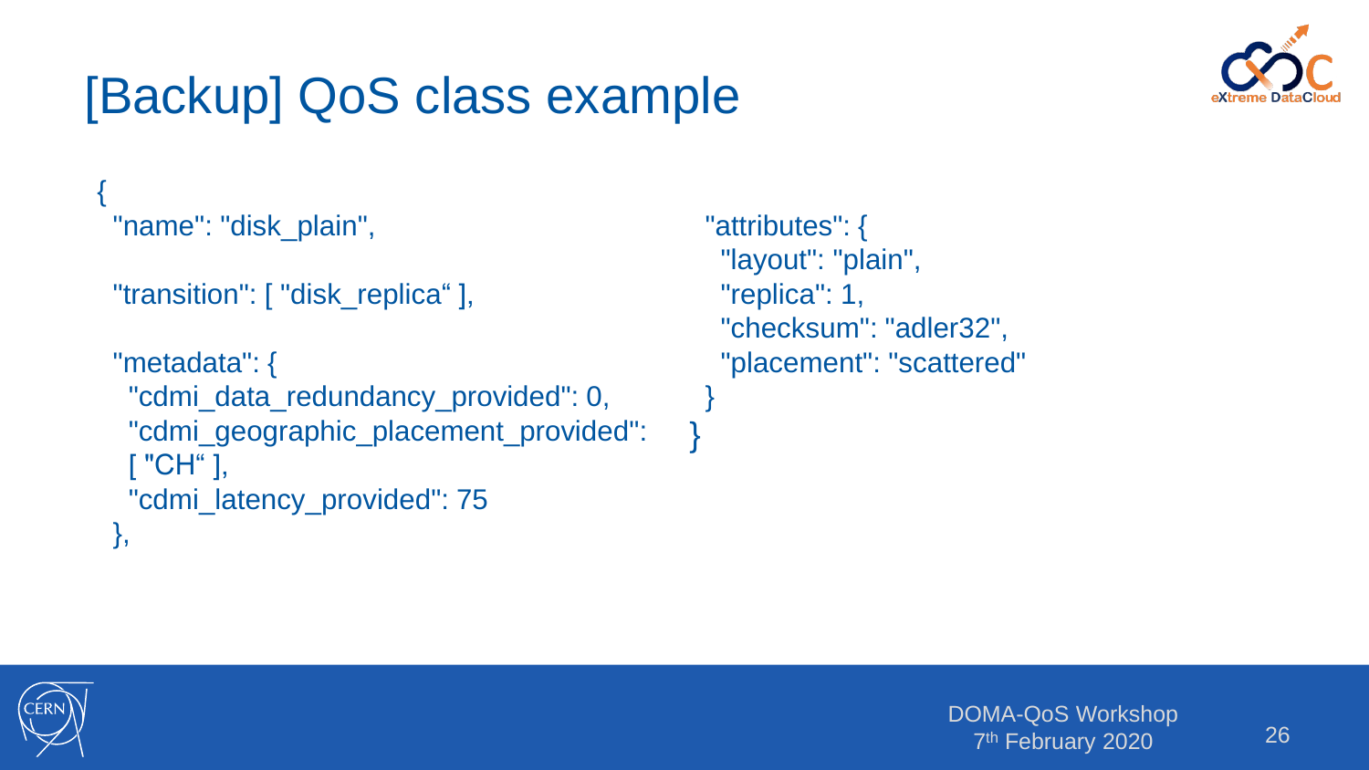# [Backup] QoS class example

```
{
  "name": "disk_plain",

  "transition": [ "disk_replica“ ],

  "metadata": {
    "cdmi_data_redundancy_provided": 0,
    "cdmi_geographic_placement_provided":
    [ "CH“ ],
    "cdmi_latency_provided": 75
  },

  "attributes": {
    "layout": "plain",
    "replica": 1,
    "checksum": "adler32",
    "placement": "scattered"
  }
}
```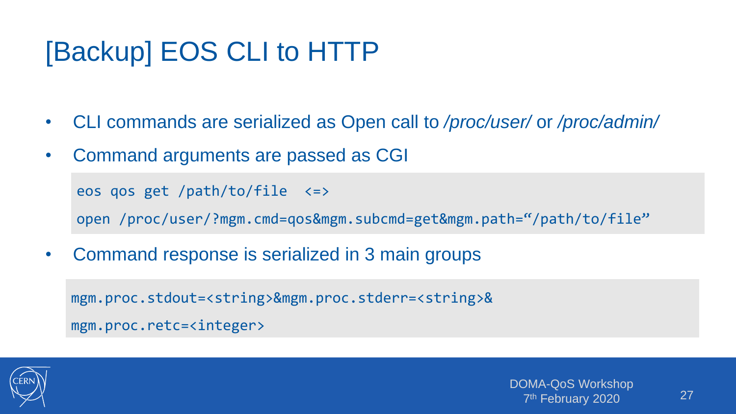# [Backup] EOS CLI to HTTP

- CLI commands are serialized as Open call to */proc/user/* or */proc/admin/*
- Command arguments are passed as CGI

```
eos qos get /path/to/file  <=>
open /proc/user/?mgm.cmd=qos&mgm.subcmd=get&mgm.path="/path/to/file"
```

- Command response is serialized in 3 main groups

```
mgm.proc.stdout=<string>&mgm.proc.stderr=<string>&
mgm.proc.retc=<integer>
```